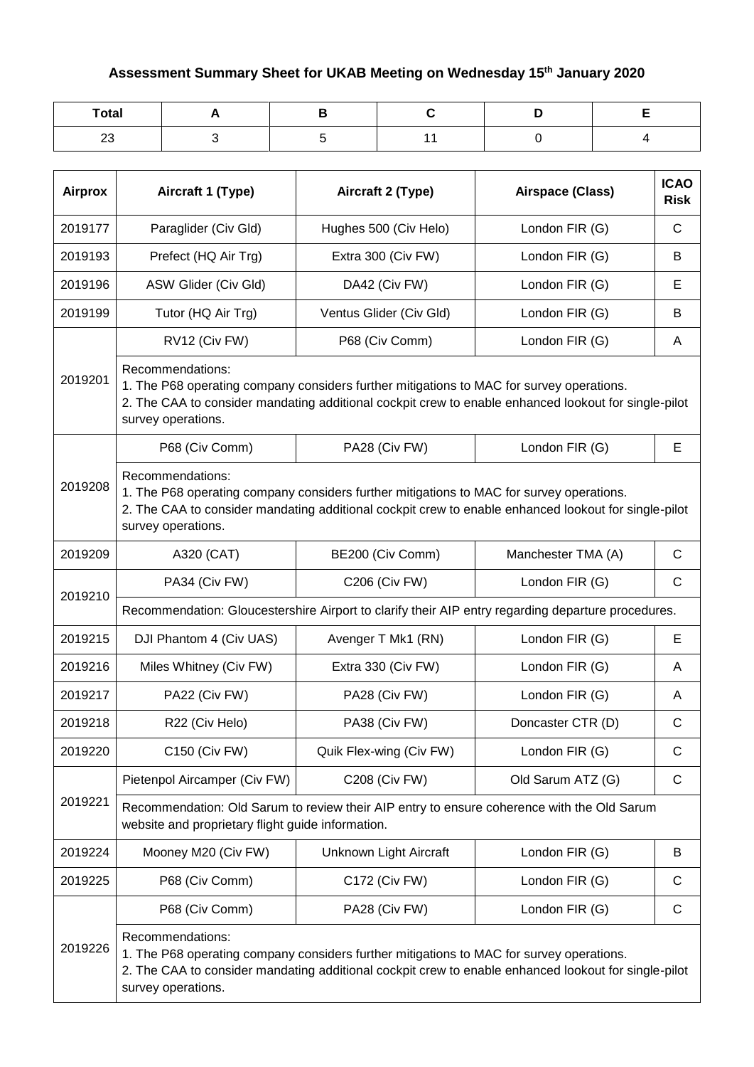# Assessment Summary Sheet for UKAB Meeting on Wednesday 15th January 2020

| Total | A | B | C | D | E |
|---|---|---|---|---|---|
| 23 | 3 | 5 | 11 | 0 | 4 |

| Airprox | Aircraft 1 (Type) | Aircraft 2 (Type) | Airspace (Class) | ICAO Risk |
|---|---|---|---|---|
| 2019177 | Paraglider (Civ Gld) | Hughes 500 (Civ Helo) | London FIR (G) | C |
| 2019193 | Prefect (HQ Air Trg) | Extra 300 (Civ FW) | London FIR (G) | B |
| 2019196 | ASW Glider (Civ Gld) | DA42 (Civ FW) | London FIR (G) | E |
| 2019199 | Tutor (HQ Air Trg) | Ventus Glider (Civ Gld) | London FIR (G) | B |
| 2019201 | RV12 (Civ FW) | P68 (Civ Comm) | London FIR (G) | A |
| | Recommendations: 1. The P68 operating company considers further mitigations to MAC for survey operations. 2. The CAA to consider mandating additional cockpit crew to enable enhanced lookout for single-pilot survey operations. | | | |
| 2019208 | P68 (Civ Comm) | PA28 (Civ FW) | London FIR (G) | E |
| | Recommendations: 1. The P68 operating company considers further mitigations to MAC for survey operations. 2. The CAA to consider mandating additional cockpit crew to enable enhanced lookout for single-pilot survey operations. | | | |
| 2019209 | A320 (CAT) | BE200 (Civ Comm) | Manchester TMA (A) | C |
| 2019210 | PA34 (Civ FW) | C206 (Civ FW) | London FIR (G) | C |
| | Recommendation: Gloucestershire Airport to clarify their AIP entry regarding departure procedures. | | | |
| 2019215 | DJI Phantom 4 (Civ UAS) | Avenger T Mk1 (RN) | London FIR (G) | E |
| 2019216 | Miles Whitney (Civ FW) | Extra 330 (Civ FW) | London FIR (G) | A |
| 2019217 | PA22 (Civ FW) | PA28 (Civ FW) | London FIR (G) | A |
| 2019218 | R22 (Civ Helo) | PA38 (Civ FW) | Doncaster CTR (D) | C |
| 2019220 | C150 (Civ FW) | Quik Flex-wing (Civ FW) | London FIR (G) | C |
| 2019221 | Pietenpol Aircamper (Civ FW) | C208 (Civ FW) | Old Sarum ATZ (G) | C |
| | Recommendation: Old Sarum to review their AIP entry to ensure coherence with the Old Sarum website and proprietary flight guide information. | | | |
| 2019224 | Mooney M20 (Civ FW) | Unknown Light Aircraft | London FIR (G) | B |
| 2019225 | P68 (Civ Comm) | C172 (Civ FW) | London FIR (G) | C |
| 2019226 | P68 (Civ Comm) | PA28 (Civ FW) | London FIR (G) | C |
| | Recommendations: 1. The P68 operating company considers further mitigations to MAC for survey operations. 2. The CAA to consider mandating additional cockpit crew to enable enhanced lookout for single-pilot survey operations. | | | |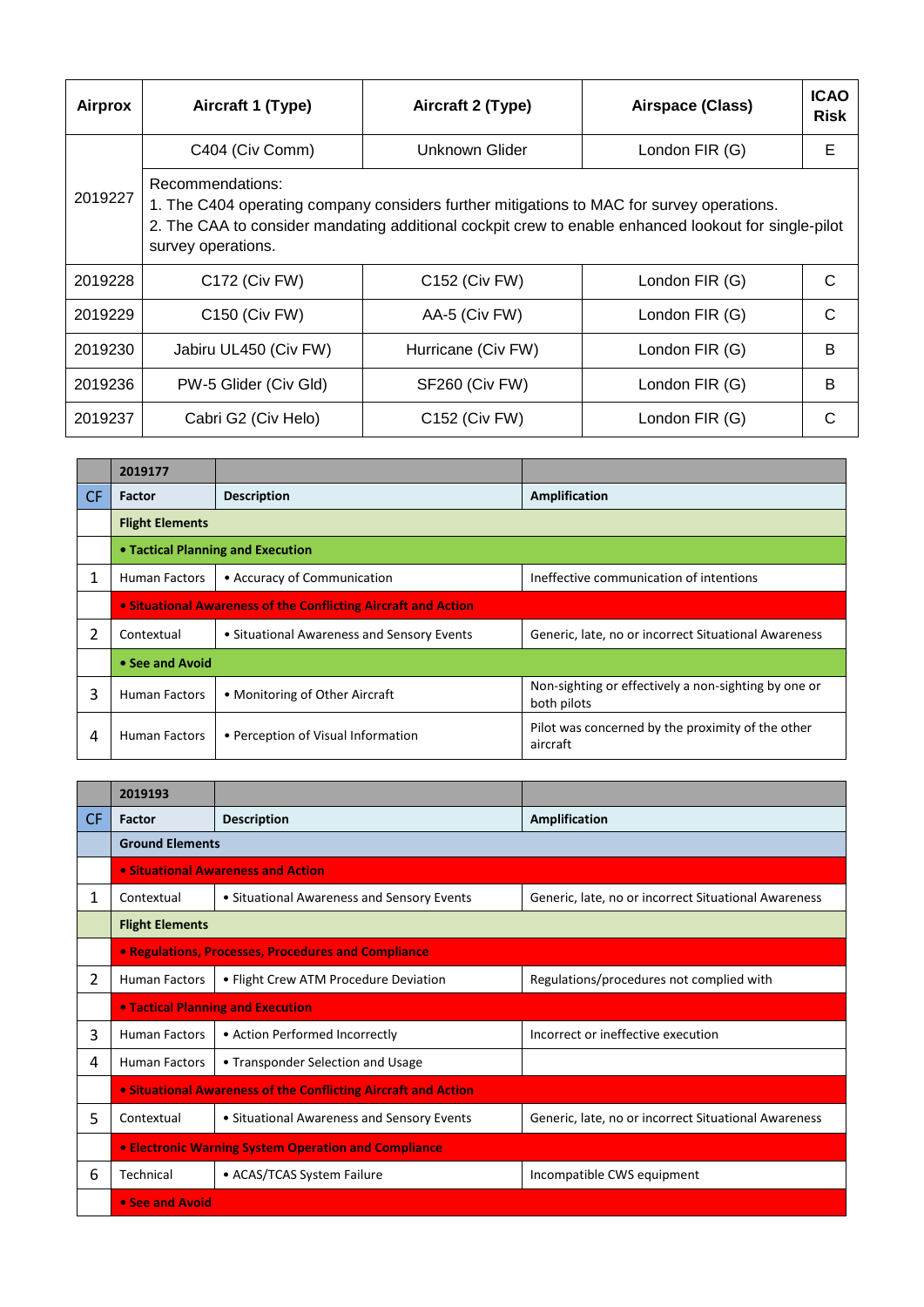| Airprox | Aircraft 1 (Type) | Aircraft 2 (Type) | Airspace (Class) | ICAO Risk |
|---|---|---|---|---|
| 2019227 | C404 (Civ Comm) | Unknown Glider | London FIR (G) | E |
| | Recommendations:<br>1. The C404 operating company considers further mitigations to MAC for survey operations.<br>2. The CAA to consider mandating additional cockpit crew to enable enhanced lookout for single-pilot survey operations. | | | |
| 2019228 | C172 (Civ FW) | C152 (Civ FW) | London FIR (G) | C |
| 2019229 | C150 (Civ FW) | AA-5 (Civ FW) | London FIR (G) | C |
| 2019230 | Jabiru UL450 (Civ FW) | Hurricane (Civ FW) | London FIR (G) | B |
| 2019236 | PW-5 Glider (Civ Gld) | SF260 (Civ FW) | London FIR (G) | B |
| 2019237 | Cabri G2 (Civ Helo) | C152 (Civ FW) | London FIR (G) | C |

| | 2019177 | | |
|---|---|---|---|
| CF | Factor | Description | Amplification |
| | Flight Elements | | |
| | • Tactical Planning and Execution | | |
| 1 | Human Factors | • Accuracy of Communication | Ineffective communication of intentions |
| | • Situational Awareness of the Conflicting Aircraft and Action | | |
| 2 | Contextual | • Situational Awareness and Sensory Events | Generic, late, no or incorrect Situational Awareness |
| | • See and Avoid | | |
| 3 | Human Factors | • Monitoring of Other Aircraft | Non-sighting or effectively a non-sighting by one or both pilots |
| 4 | Human Factors | • Perception of Visual Information | Pilot was concerned by the proximity of the other aircraft |

| | 2019193 | | |
|---|---|---|---|
| CF | Factor | Description | Amplification |
| | Ground Elements | | |
| | • Situational Awareness and Action | | |
| 1 | Contextual | • Situational Awareness and Sensory Events | Generic, late, no or incorrect Situational Awareness |
| | Flight Elements | | |
| | • Regulations, Processes, Procedures and Compliance | | |
| 2 | Human Factors | • Flight Crew ATM Procedure Deviation | Regulations/procedures not complied with |
| | • Tactical Planning and Execution | | |
| 3 | Human Factors | • Action Performed Incorrectly | Incorrect or ineffective execution |
| 4 | Human Factors | • Transponder Selection and Usage | |
| | • Situational Awareness of the Conflicting Aircraft and Action | | |
| 5 | Contextual | • Situational Awareness and Sensory Events | Generic, late, no or incorrect Situational Awareness |
| | • Electronic Warning System Operation and Compliance | | |
| 6 | Technical | • ACAS/TCAS System Failure | Incompatible CWS equipment |
| | • See and Avoid | | |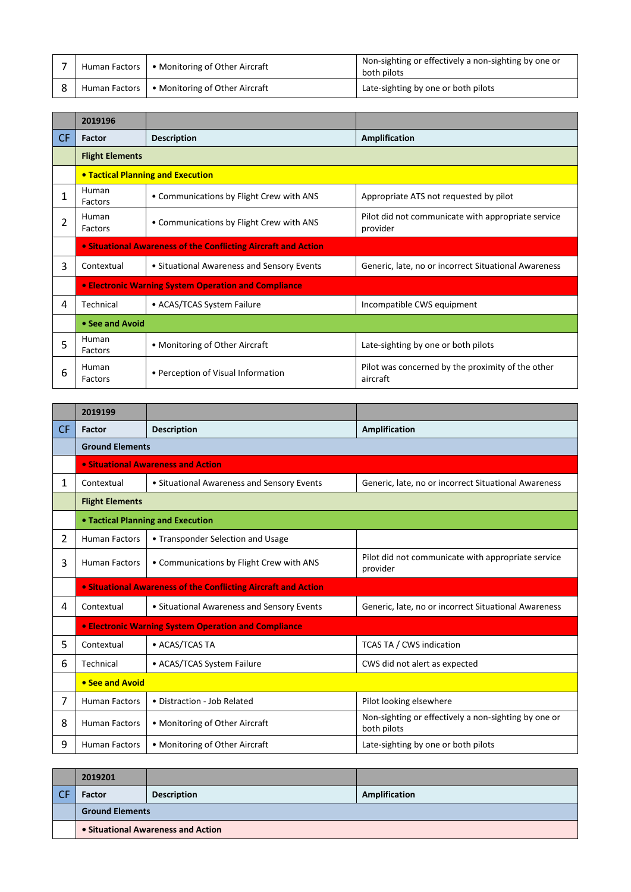| 7 | Human Factors | • Monitoring of Other Aircraft | Non-sighting or effectively a non-sighting by one or both pilots |
|---|---|---|---|
| 8 | Human Factors | • Monitoring of Other Aircraft | Late-sighting by one or both pilots |

| | 2019196 | | |
|---|---|---|---|
| CF | **Factor** | **Description** | **Amplification** |
| | **Flight Elements** | | |
| | **• Tactical Planning and Execution** | | |
| 1 | Human Factors | • Communications by Flight Crew with ANS | Appropriate ATS not requested by pilot |
| 2 | Human Factors | • Communications by Flight Crew with ANS | Pilot did not communicate with appropriate service provider |
| | **• Situational Awareness of the Conflicting Aircraft and Action** | | |
| 3 | Contextual | • Situational Awareness and Sensory Events | Generic, late, no or incorrect Situational Awareness |
| | **• Electronic Warning System Operation and Compliance** | | |
| 4 | Technical | • ACAS/TCAS System Failure | Incompatible CWS equipment |
| | **• See and Avoid** | | |
| 5 | Human Factors | • Monitoring of Other Aircraft | Late-sighting by one or both pilots |
| 6 | Human Factors | • Perception of Visual Information | Pilot was concerned by the proximity of the other aircraft |

| | 2019199 | | |
|---|---|---|---|
| CF | **Factor** | **Description** | **Amplification** |
| | **Ground Elements** | | |
| | **• Situational Awareness and Action** | | |
| 1 | Contextual | • Situational Awareness and Sensory Events | Generic, late, no or incorrect Situational Awareness |
| | **Flight Elements** | | |
| | **• Tactical Planning and Execution** | | |
| 2 | Human Factors | • Transponder Selection and Usage | |
| 3 | Human Factors | • Communications by Flight Crew with ANS | Pilot did not communicate with appropriate service provider |
| | **• Situational Awareness of the Conflicting Aircraft and Action** | | |
| 4 | Contextual | • Situational Awareness and Sensory Events | Generic, late, no or incorrect Situational Awareness |
| | **• Electronic Warning System Operation and Compliance** | | |
| 5 | Contextual | • ACAS/TCAS TA | TCAS TA / CWS indication |
| 6 | Technical | • ACAS/TCAS System Failure | CWS did not alert as expected |
| | **• See and Avoid** | | |
| 7 | Human Factors | • Distraction - Job Related | Pilot looking elsewhere |
| 8 | Human Factors | • Monitoring of Other Aircraft | Non-sighting or effectively a non-sighting by one or both pilots |
| 9 | Human Factors | • Monitoring of Other Aircraft | Late-sighting by one or both pilots |

| | 2019201 | | |
|---|---|---|---|
| CF | **Factor** | **Description** | **Amplification** |
| | **Ground Elements** | | |
| | **• Situational Awareness and Action** | | |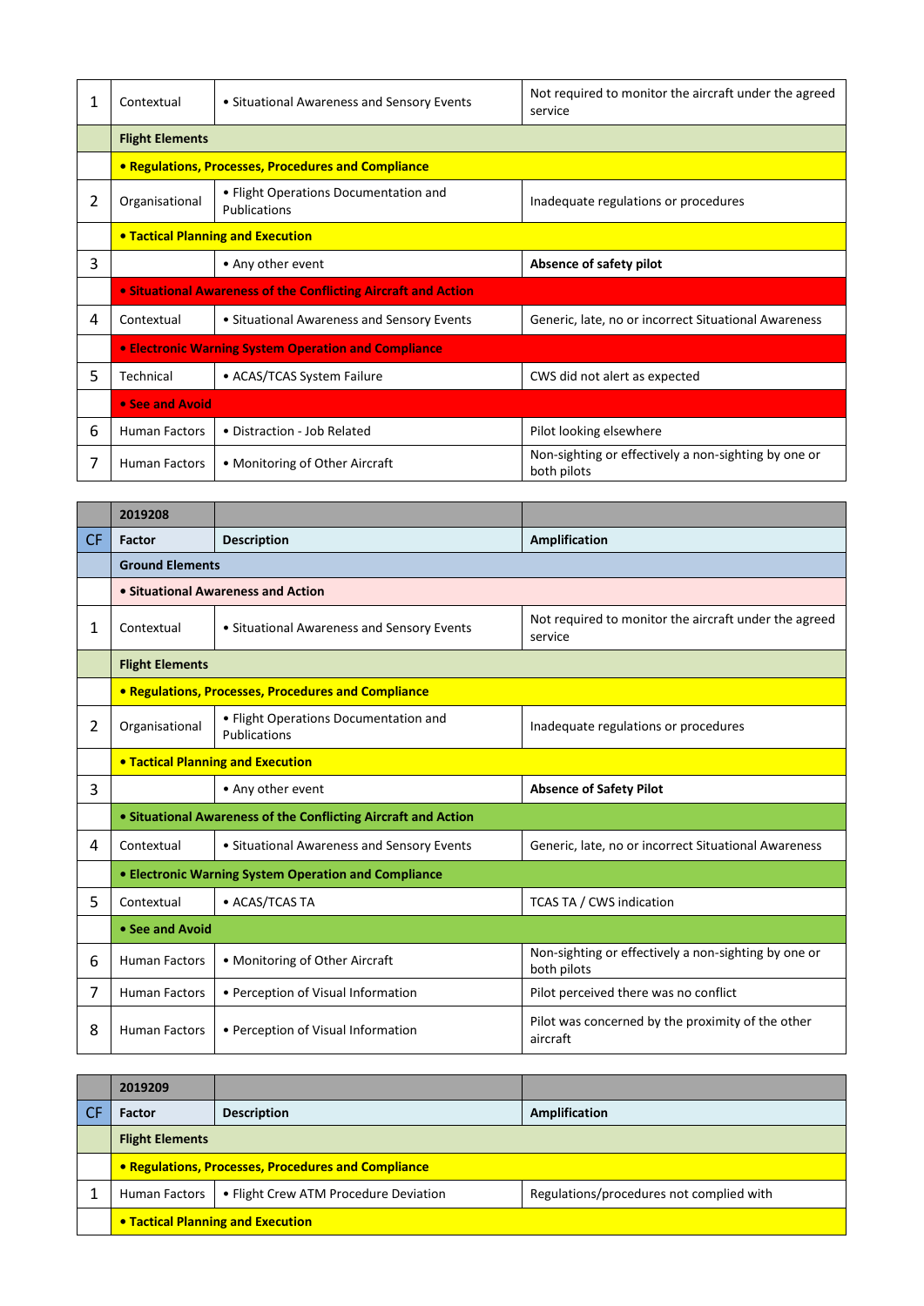| | | | |
|---|---|---|---|
| 1 | Contextual | • Situational Awareness and Sensory Events | Not required to monitor the aircraft under the agreed service |
| | **Flight Elements** | | |
| | **• Regulations, Processes, Procedures and Compliance** | | |
| 2 | Organisational | • Flight Operations Documentation and Publications | Inadequate regulations or procedures |
| | **• Tactical Planning and Execution** | | |
| 3 | | • Any other event | **Absence of safety pilot** |
| | **• Situational Awareness of the Conflicting Aircraft and Action** | | |
| 4 | Contextual | • Situational Awareness and Sensory Events | Generic, late, no or incorrect Situational Awareness |
| | **• Electronic Warning System Operation and Compliance** | | |
| 5 | Technical | • ACAS/TCAS System Failure | CWS did not alert as expected |
| | **• See and Avoid** | | |
| 6 | Human Factors | • Distraction - Job Related | Pilot looking elsewhere |
| 7 | Human Factors | • Monitoring of Other Aircraft | Non-sighting or effectively a non-sighting by one or both pilots |

| | 2019208 | | |
|---|---|---|---|
| CF | **Factor** | **Description** | **Amplification** |
| | **Ground Elements** | | |
| | **• Situational Awareness and Action** | | |
| 1 | Contextual | • Situational Awareness and Sensory Events | Not required to monitor the aircraft under the agreed service |
| | **Flight Elements** | | |
| | **• Regulations, Processes, Procedures and Compliance** | | |
| 2 | Organisational | • Flight Operations Documentation and Publications | Inadequate regulations or procedures |
| | **• Tactical Planning and Execution** | | |
| 3 | | • Any other event | **Absence of Safety Pilot** |
| | **• Situational Awareness of the Conflicting Aircraft and Action** | | |
| 4 | Contextual | • Situational Awareness and Sensory Events | Generic, late, no or incorrect Situational Awareness |
| | **• Electronic Warning System Operation and Compliance** | | |
| 5 | Contextual | • ACAS/TCAS TA | TCAS TA / CWS indication |
| | **• See and Avoid** | | |
| 6 | Human Factors | • Monitoring of Other Aircraft | Non-sighting or effectively a non-sighting by one or both pilots |
| 7 | Human Factors | • Perception of Visual Information | Pilot perceived there was no conflict |
| 8 | Human Factors | • Perception of Visual Information | Pilot was concerned by the proximity of the other aircraft |

| | 2019209 | | |
|---|---|---|---|
| CF | **Factor** | **Description** | **Amplification** |
| | **Flight Elements** | | |
| | **• Regulations, Processes, Procedures and Compliance** | | |
| 1 | Human Factors | • Flight Crew ATM Procedure Deviation | Regulations/procedures not complied with |
| | **• Tactical Planning and Execution** | | |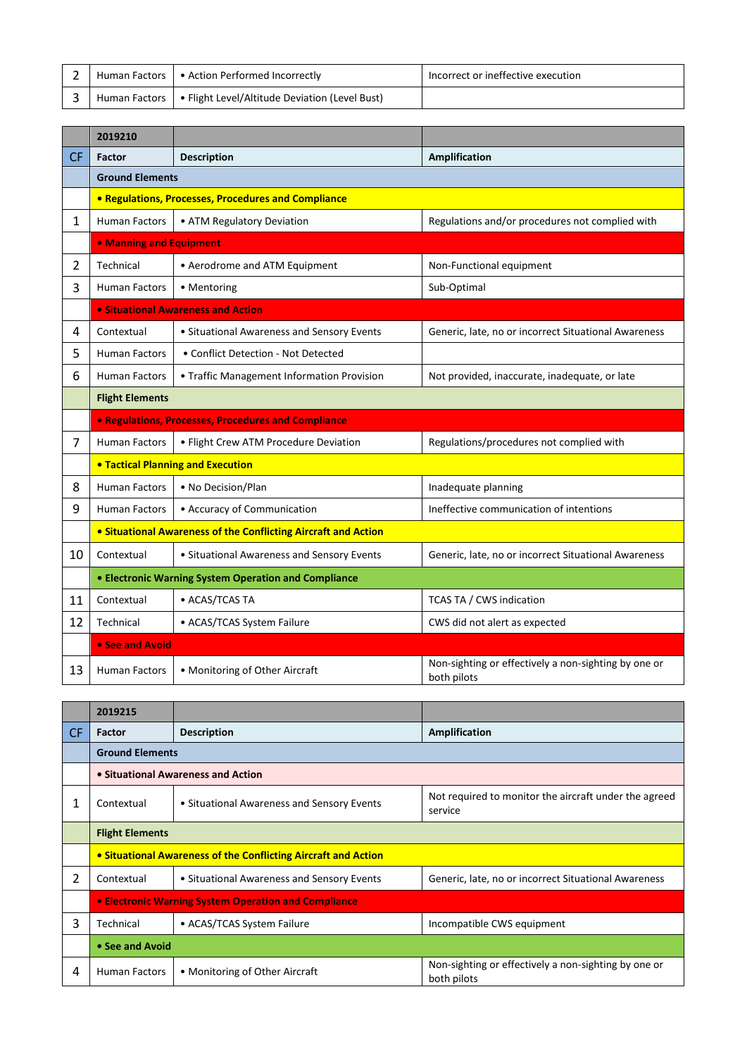| 2 | Human Factors | • Action Performed Incorrectly | Incorrect or ineffective execution |
|---|---|---|---|
| 3 | Human Factors | • Flight Level/Altitude Deviation (Level Bust) | |

| | **2019210** | | |
|---|---|---|---|
| CF | **Factor** | **Description** | **Amplification** |
| | **Ground Elements** | | |
| | **• Regulations, Processes, Procedures and Compliance** | | |
| 1 | Human Factors | • ATM Regulatory Deviation | Regulations and/or procedures not complied with |
| | **• Manning and Equipment** | | |
| 2 | Technical | • Aerodrome and ATM Equipment | Non-Functional equipment |
| 3 | Human Factors | • Mentoring | Sub-Optimal |
| | **• Situational Awareness and Action** | | |
| 4 | Contextual | • Situational Awareness and Sensory Events | Generic, late, no or incorrect Situational Awareness |
| 5 | Human Factors | • Conflict Detection - Not Detected | |
| 6 | Human Factors | • Traffic Management Information Provision | Not provided, inaccurate, inadequate, or late |
| | **Flight Elements** | | |
| | **• Regulations, Processes, Procedures and Compliance** | | |
| 7 | Human Factors | • Flight Crew ATM Procedure Deviation | Regulations/procedures not complied with |
| | **• Tactical Planning and Execution** | | |
| 8 | Human Factors | • No Decision/Plan | Inadequate planning |
| 9 | Human Factors | • Accuracy of Communication | Ineffective communication of intentions |
| | **• Situational Awareness of the Conflicting Aircraft and Action** | | |
| 10 | Contextual | • Situational Awareness and Sensory Events | Generic, late, no or incorrect Situational Awareness |
| | **• Electronic Warning System Operation and Compliance** | | |
| 11 | Contextual | • ACAS/TCAS TA | TCAS TA / CWS indication |
| 12 | Technical | • ACAS/TCAS System Failure | CWS did not alert as expected |
| | **• See and Avoid** | | |
| 13 | Human Factors | • Monitoring of Other Aircraft | Non-sighting or effectively a non-sighting by one or both pilots |

| | **2019215** | | |
|---|---|---|---|
| CF | **Factor** | **Description** | **Amplification** |
| | **Ground Elements** | | |
| | **• Situational Awareness and Action** | | |
| 1 | Contextual | • Situational Awareness and Sensory Events | Not required to monitor the aircraft under the agreed service |
| | **Flight Elements** | | |
| | **• Situational Awareness of the Conflicting Aircraft and Action** | | |
| 2 | Contextual | • Situational Awareness and Sensory Events | Generic, late, no or incorrect Situational Awareness |
| | **• Electronic Warning System Operation and Compliance** | | |
| 3 | Technical | • ACAS/TCAS System Failure | Incompatible CWS equipment |
| | **• See and Avoid** | | |
| 4 | Human Factors | • Monitoring of Other Aircraft | Non-sighting or effectively a non-sighting by one or both pilots |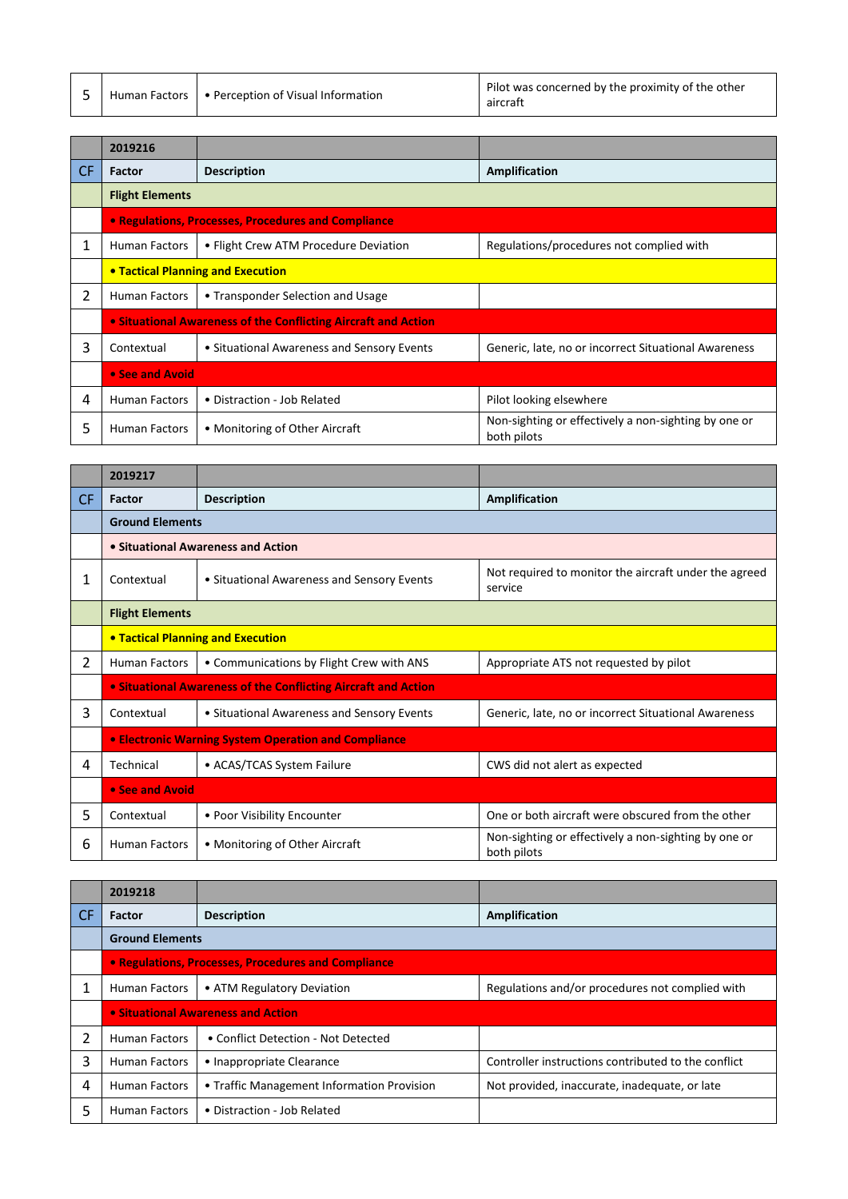| 5 | Human Factors | • Perception of Visual Information | Pilot was concerned by the proximity of the other aircraft |
|---|---|---|---|

| | 2019216 | | |
|---|---|---|---|
| CF | Factor | Description | Amplification |
| | **Flight Elements** | | |
| | **• Regulations, Processes, Procedures and Compliance** | | |
| 1 | Human Factors | • Flight Crew ATM Procedure Deviation | Regulations/procedures not complied with |
| | **• Tactical Planning and Execution** | | |
| 2 | Human Factors | • Transponder Selection and Usage | |
| | **• Situational Awareness of the Conflicting Aircraft and Action** | | |
| 3 | Contextual | • Situational Awareness and Sensory Events | Generic, late, no or incorrect Situational Awareness |
| | **• See and Avoid** | | |
| 4 | Human Factors | • Distraction - Job Related | Pilot looking elsewhere |
| 5 | Human Factors | • Monitoring of Other Aircraft | Non-sighting or effectively a non-sighting by one or both pilots |

| | 2019217 | | |
|---|---|---|---|
| CF | Factor | Description | Amplification |
| | **Ground Elements** | | |
| | **• Situational Awareness and Action** | | |
| 1 | Contextual | • Situational Awareness and Sensory Events | Not required to monitor the aircraft under the agreed service |
| | **Flight Elements** | | |
| | **• Tactical Planning and Execution** | | |
| 2 | Human Factors | • Communications by Flight Crew with ANS | Appropriate ATS not requested by pilot |
| | **• Situational Awareness of the Conflicting Aircraft and Action** | | |
| 3 | Contextual | • Situational Awareness and Sensory Events | Generic, late, no or incorrect Situational Awareness |
| | **• Electronic Warning System Operation and Compliance** | | |
| 4 | Technical | • ACAS/TCAS System Failure | CWS did not alert as expected |
| | **• See and Avoid** | | |
| 5 | Contextual | • Poor Visibility Encounter | One or both aircraft were obscured from the other |
| 6 | Human Factors | • Monitoring of Other Aircraft | Non-sighting or effectively a non-sighting by one or both pilots |

| | 2019218 | | |
|---|---|---|---|
| CF | Factor | Description | Amplification |
| | **Ground Elements** | | |
| | **• Regulations, Processes, Procedures and Compliance** | | |
| 1 | Human Factors | • ATM Regulatory Deviation | Regulations and/or procedures not complied with |
| | **• Situational Awareness and Action** | | |
| 2 | Human Factors | • Conflict Detection - Not Detected | |
| 3 | Human Factors | • Inappropriate Clearance | Controller instructions contributed to the conflict |
| 4 | Human Factors | • Traffic Management Information Provision | Not provided, inaccurate, inadequate, or late |
| 5 | Human Factors | • Distraction - Job Related | |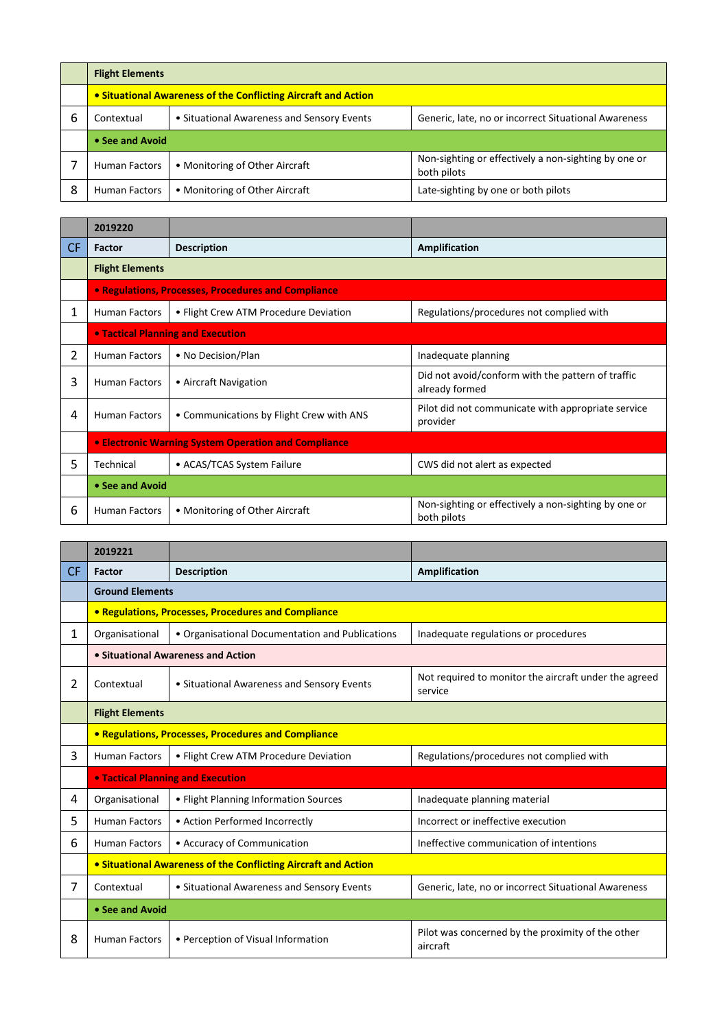| | Flight Elements | | |
|---|---|---|---|
| | **• Situational Awareness of the Conflicting Aircraft and Action** | | |
| 6 | Contextual | • Situational Awareness and Sensory Events | Generic, late, no or incorrect Situational Awareness |
| | **• See and Avoid** | | |
| 7 | Human Factors | • Monitoring of Other Aircraft | Non-sighting or effectively a non-sighting by one or both pilots |
| 8 | Human Factors | • Monitoring of Other Aircraft | Late-sighting by one or both pilots |

| | 2019220 | | |
|---|---|---|---|
| CF | **Factor** | **Description** | **Amplification** |
| | **Flight Elements** | | |
| | **• Regulations, Processes, Procedures and Compliance** | | |
| 1 | Human Factors | • Flight Crew ATM Procedure Deviation | Regulations/procedures not complied with |
| | **• Tactical Planning and Execution** | | |
| 2 | Human Factors | • No Decision/Plan | Inadequate planning |
| 3 | Human Factors | • Aircraft Navigation | Did not avoid/conform with the pattern of traffic already formed |
| 4 | Human Factors | • Communications by Flight Crew with ANS | Pilot did not communicate with appropriate service provider |
| | **• Electronic Warning System Operation and Compliance** | | |
| 5 | Technical | • ACAS/TCAS System Failure | CWS did not alert as expected |
| | **• See and Avoid** | | |
| 6 | Human Factors | • Monitoring of Other Aircraft | Non-sighting or effectively a non-sighting by one or both pilots |

| | 2019221 | | |
|---|---|---|---|
| CF | **Factor** | **Description** | **Amplification** |
| | **Ground Elements** | | |
| | **• Regulations, Processes, Procedures and Compliance** | | |
| 1 | Organisational | • Organisational Documentation and Publications | Inadequate regulations or procedures |
| | **• Situational Awareness and Action** | | |
| 2 | Contextual | • Situational Awareness and Sensory Events | Not required to monitor the aircraft under the agreed service |
| | **Flight Elements** | | |
| | **• Regulations, Processes, Procedures and Compliance** | | |
| 3 | Human Factors | • Flight Crew ATM Procedure Deviation | Regulations/procedures not complied with |
| | **• Tactical Planning and Execution** | | |
| 4 | Organisational | • Flight Planning Information Sources | Inadequate planning material |
| 5 | Human Factors | • Action Performed Incorrectly | Incorrect or ineffective execution |
| 6 | Human Factors | • Accuracy of Communication | Ineffective communication of intentions |
| | **• Situational Awareness of the Conflicting Aircraft and Action** | | |
| 7 | Contextual | • Situational Awareness and Sensory Events | Generic, late, no or incorrect Situational Awareness |
| | **• See and Avoid** | | |
| 8 | Human Factors | • Perception of Visual Information | Pilot was concerned by the proximity of the other aircraft |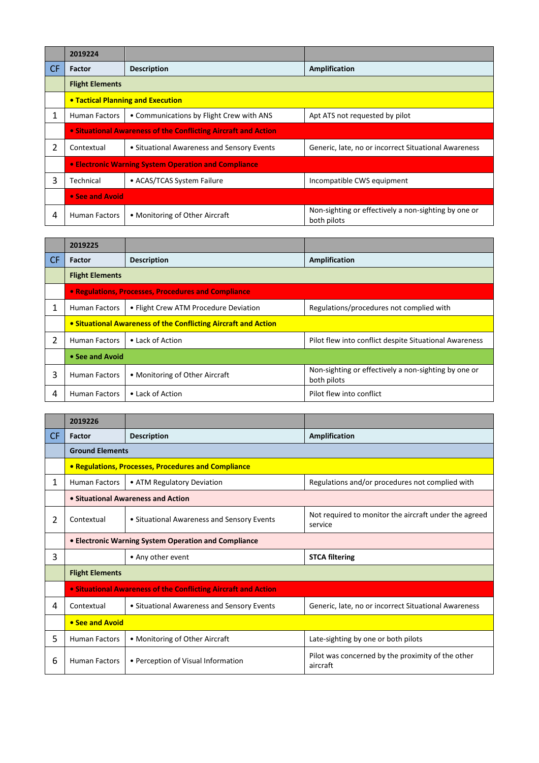| | 2019224 | | |
|---|---|---|---|
| CF | Factor | Description | Amplification |
| | **Flight Elements** | | |
| | **• Tactical Planning and Execution** | | |
| 1 | Human Factors | • Communications by Flight Crew with ANS | Apt ATS not requested by pilot |
| | **• Situational Awareness of the Conflicting Aircraft and Action** | | |
| 2 | Contextual | • Situational Awareness and Sensory Events | Generic, late, no or incorrect Situational Awareness |
| | **• Electronic Warning System Operation and Compliance** | | |
| 3 | Technical | • ACAS/TCAS System Failure | Incompatible CWS equipment |
| | **• See and Avoid** | | |
| 4 | Human Factors | • Monitoring of Other Aircraft | Non-sighting or effectively a non-sighting by one or both pilots |

| | 2019225 | | |
|---|---|---|---|
| CF | Factor | Description | Amplification |
| | **Flight Elements** | | |
| | **• Regulations, Processes, Procedures and Compliance** | | |
| 1 | Human Factors | • Flight Crew ATM Procedure Deviation | Regulations/procedures not complied with |
| | **• Situational Awareness of the Conflicting Aircraft and Action** | | |
| 2 | Human Factors | • Lack of Action | Pilot flew into conflict despite Situational Awareness |
| | **• See and Avoid** | | |
| 3 | Human Factors | • Monitoring of Other Aircraft | Non-sighting or effectively a non-sighting by one or both pilots |
| 4 | Human Factors | • Lack of Action | Pilot flew into conflict |

| | 2019226 | | |
|---|---|---|---|
| CF | Factor | Description | Amplification |
| | **Ground Elements** | | |
| | **• Regulations, Processes, Procedures and Compliance** | | |
| 1 | Human Factors | • ATM Regulatory Deviation | Regulations and/or procedures not complied with |
| | **• Situational Awareness and Action** | | |
| 2 | Contextual | • Situational Awareness and Sensory Events | Not required to monitor the aircraft under the agreed service |
| | **• Electronic Warning System Operation and Compliance** | | |
| 3 | | • Any other event | **STCA filtering** |
| | **Flight Elements** | | |
| | **• Situational Awareness of the Conflicting Aircraft and Action** | | |
| 4 | Contextual | • Situational Awareness and Sensory Events | Generic, late, no or incorrect Situational Awareness |
| | **• See and Avoid** | | |
| 5 | Human Factors | • Monitoring of Other Aircraft | Late-sighting by one or both pilots |
| 6 | Human Factors | • Perception of Visual Information | Pilot was concerned by the proximity of the other aircraft |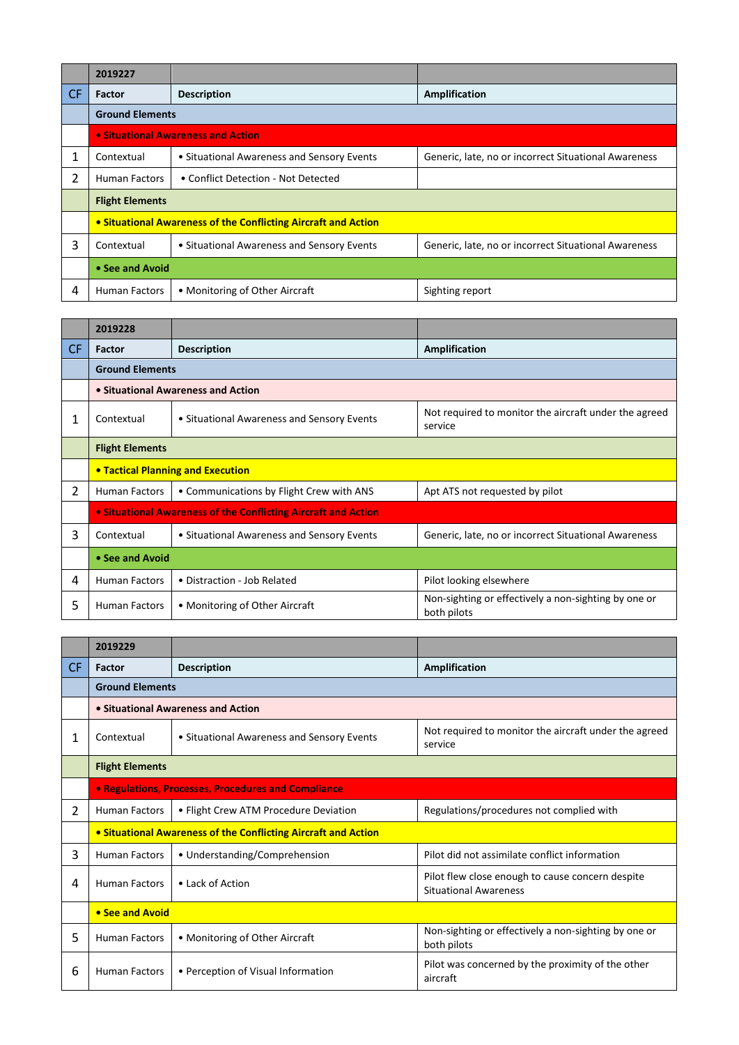| | 2019227 | | |
|---|---|---|---|
| CF | Factor | Description | Amplification |
| | Ground Elements | | |
| | • Situational Awareness and Action | | |
| 1 | Contextual | • Situational Awareness and Sensory Events | Generic, late, no or incorrect Situational Awareness |
| 2 | Human Factors | • Conflict Detection - Not Detected | |
| | Flight Elements | | |
| | • Situational Awareness of the Conflicting Aircraft and Action | | |
| 3 | Contextual | • Situational Awareness and Sensory Events | Generic, late, no or incorrect Situational Awareness |
| | • See and Avoid | | |
| 4 | Human Factors | • Monitoring of Other Aircraft | Sighting report |

| | 2019228 | | |
|---|---|---|---|
| CF | Factor | Description | Amplification |
| | Ground Elements | | |
| | • Situational Awareness and Action | | |
| 1 | Contextual | • Situational Awareness and Sensory Events | Not required to monitor the aircraft under the agreed service |
| | Flight Elements | | |
| | • Tactical Planning and Execution | | |
| 2 | Human Factors | • Communications by Flight Crew with ANS | Apt ATS not requested by pilot |
| | • Situational Awareness of the Conflicting Aircraft and Action | | |
| 3 | Contextual | • Situational Awareness and Sensory Events | Generic, late, no or incorrect Situational Awareness |
| | • See and Avoid | | |
| 4 | Human Factors | • Distraction - Job Related | Pilot looking elsewhere |
| 5 | Human Factors | • Monitoring of Other Aircraft | Non-sighting or effectively a non-sighting by one or both pilots |

| | 2019229 | | |
|---|---|---|---|
| CF | Factor | Description | Amplification |
| | Ground Elements | | |
| | • Situational Awareness and Action | | |
| 1 | Contextual | • Situational Awareness and Sensory Events | Not required to monitor the aircraft under the agreed service |
| | Flight Elements | | |
| | • Regulations, Processes, Procedures and Compliance | | |
| 2 | Human Factors | • Flight Crew ATM Procedure Deviation | Regulations/procedures not complied with |
| | • Situational Awareness of the Conflicting Aircraft and Action | | |
| 3 | Human Factors | • Understanding/Comprehension | Pilot did not assimilate conflict information |
| 4 | Human Factors | • Lack of Action | Pilot flew close enough to cause concern despite Situational Awareness |
| | • See and Avoid | | |
| 5 | Human Factors | • Monitoring of Other Aircraft | Non-sighting or effectively a non-sighting by one or both pilots |
| 6 | Human Factors | • Perception of Visual Information | Pilot was concerned by the proximity of the other aircraft |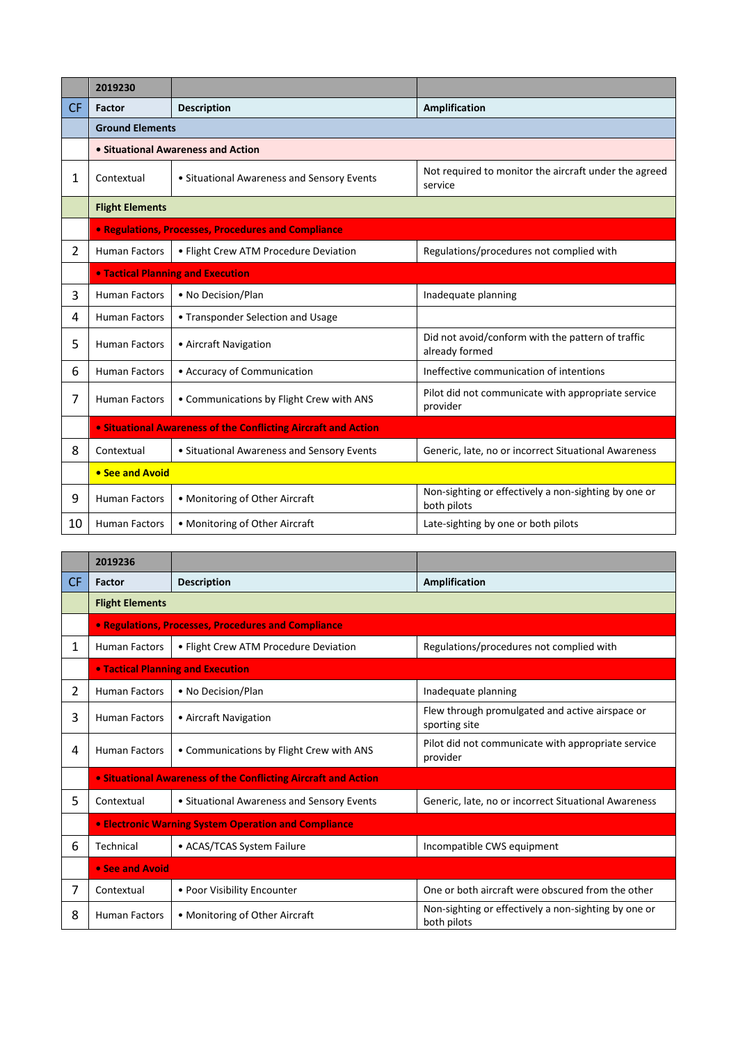| | 2019230 | | |
|---|---|---|---|
| CF | Factor | Description | Amplification |
| | **Ground Elements** | | |
| | **• Situational Awareness and Action** | | |
| 1 | Contextual | • Situational Awareness and Sensory Events | Not required to monitor the aircraft under the agreed service |
| | **Flight Elements** | | |
| | **• Regulations, Processes, Procedures and Compliance** | | |
| 2 | Human Factors | • Flight Crew ATM Procedure Deviation | Regulations/procedures not complied with |
| | **• Tactical Planning and Execution** | | |
| 3 | Human Factors | • No Decision/Plan | Inadequate planning |
| 4 | Human Factors | • Transponder Selection and Usage | |
| 5 | Human Factors | • Aircraft Navigation | Did not avoid/conform with the pattern of traffic already formed |
| 6 | Human Factors | • Accuracy of Communication | Ineffective communication of intentions |
| 7 | Human Factors | • Communications by Flight Crew with ANS | Pilot did not communicate with appropriate service provider |
| | **• Situational Awareness of the Conflicting Aircraft and Action** | | |
| 8 | Contextual | • Situational Awareness and Sensory Events | Generic, late, no or incorrect Situational Awareness |
| | **• See and Avoid** | | |
| 9 | Human Factors | • Monitoring of Other Aircraft | Non-sighting or effectively a non-sighting by one or both pilots |
| 10 | Human Factors | • Monitoring of Other Aircraft | Late-sighting by one or both pilots |

| | 2019236 | | |
|---|---|---|---|
| CF | Factor | Description | Amplification |
| | **Flight Elements** | | |
| | **• Regulations, Processes, Procedures and Compliance** | | |
| 1 | Human Factors | • Flight Crew ATM Procedure Deviation | Regulations/procedures not complied with |
| | **• Tactical Planning and Execution** | | |
| 2 | Human Factors | • No Decision/Plan | Inadequate planning |
| 3 | Human Factors | • Aircraft Navigation | Flew through promulgated and active airspace or sporting site |
| 4 | Human Factors | • Communications by Flight Crew with ANS | Pilot did not communicate with appropriate service provider |
| | **• Situational Awareness of the Conflicting Aircraft and Action** | | |
| 5 | Contextual | • Situational Awareness and Sensory Events | Generic, late, no or incorrect Situational Awareness |
| | **• Electronic Warning System Operation and Compliance** | | |
| 6 | Technical | • ACAS/TCAS System Failure | Incompatible CWS equipment |
| | **• See and Avoid** | | |
| 7 | Contextual | • Poor Visibility Encounter | One or both aircraft were obscured from the other |
| 8 | Human Factors | • Monitoring of Other Aircraft | Non-sighting or effectively a non-sighting by one or both pilots |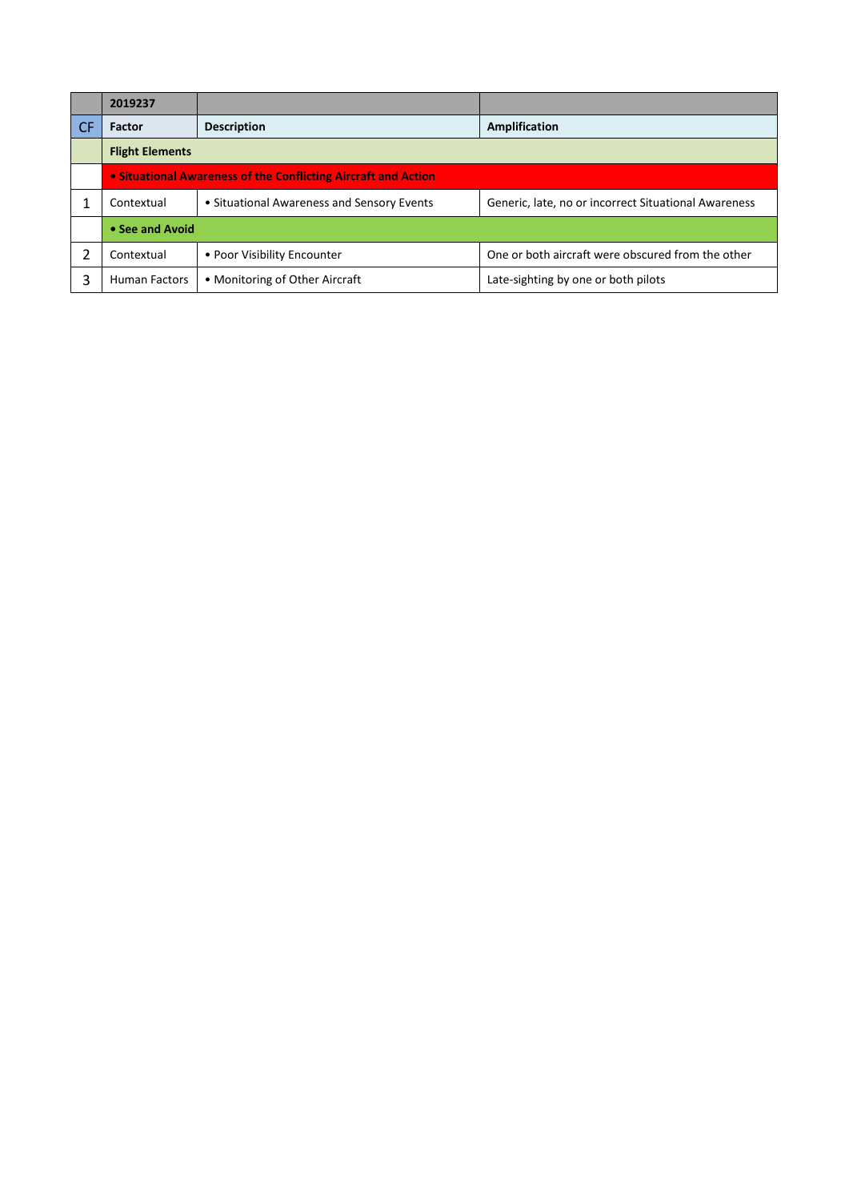| | 2019237 | | |
|---|---|---|---|
| CF | **Factor** | **Description** | **Amplification** |
| | **Flight Elements** | | |
| | **• Situational Awareness of the Conflicting Aircraft and Action** | | |
| 1 | Contextual | • Situational Awareness and Sensory Events | Generic, late, no or incorrect Situational Awareness |
| | **• See and Avoid** | | |
| 2 | Contextual | • Poor Visibility Encounter | One or both aircraft were obscured from the other |
| 3 | Human Factors | • Monitoring of Other Aircraft | Late-sighting by one or both pilots |